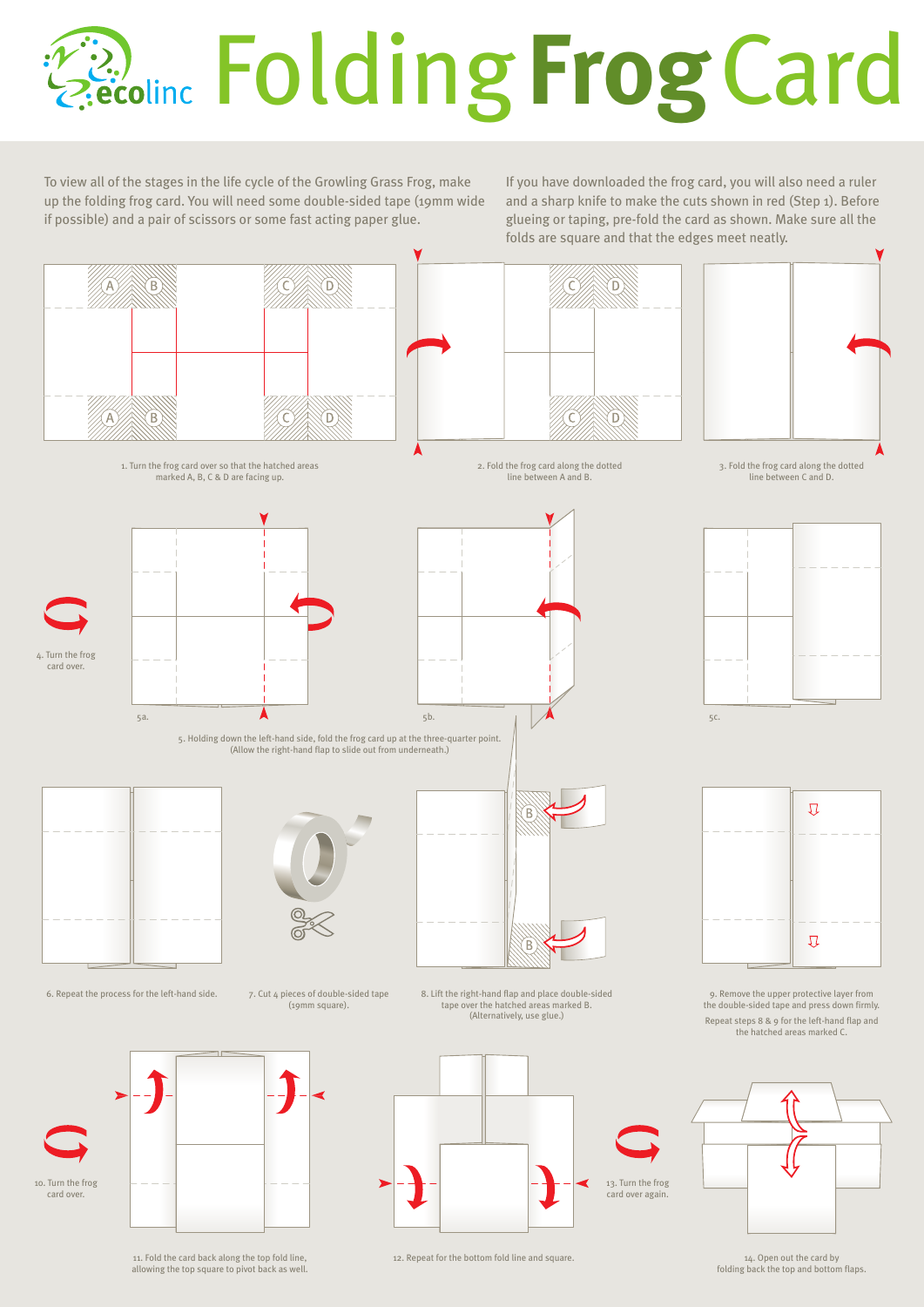# ecolinc Folding Frog Card

To view all of the stages in the life cycle of the Growling Grass Frog, make up the folding frog card. You will need some double-sided tape (19mm wide if possible) and a pair of scissors or some fast acting paper glue.

If you have downloaded the frog card, you will also need a ruler and a sharp knife to make the cuts shown in red (Step 1). Before glueing or taping, pre-fold the card as shown. Make sure all the folds are square and that the edges meet neatly.

1. Turn the frog card over so that the hatched areas marked A, B, C & D are facing up.

2. Fold the frog card along the dotted line between A and B.

3. Fold the frog card along the dotted line between C and D.

4. Turn the frog card over.

5a. 5b. 5c.

5. Holding down the left-hand side, fold the frog card up at the three-quarter point. (Allow the right-hand flap to slide out from underneath.)

6. Repeat the process for the left-hand side.

7. Cut 4 pieces of double-sided tape (19mm square).

8. Lift the right-hand flap and place double-sided tape over the hatched areas marked B. (Alternatively, use glue.)

9. Remove the upper protective layer from the double-sided tape and press down firmly. Repeat steps 8 & 9 for the left-hand flap and the hatched areas marked C.

10. Turn the frog card over.

11. Fold the card back along the top fold line, allowing the top square to pivot back as well.

12. Repeat for the bottom fold line and square.

13. Turn the frog card over again.

14. Open out the card by folding back the top and bottom flaps.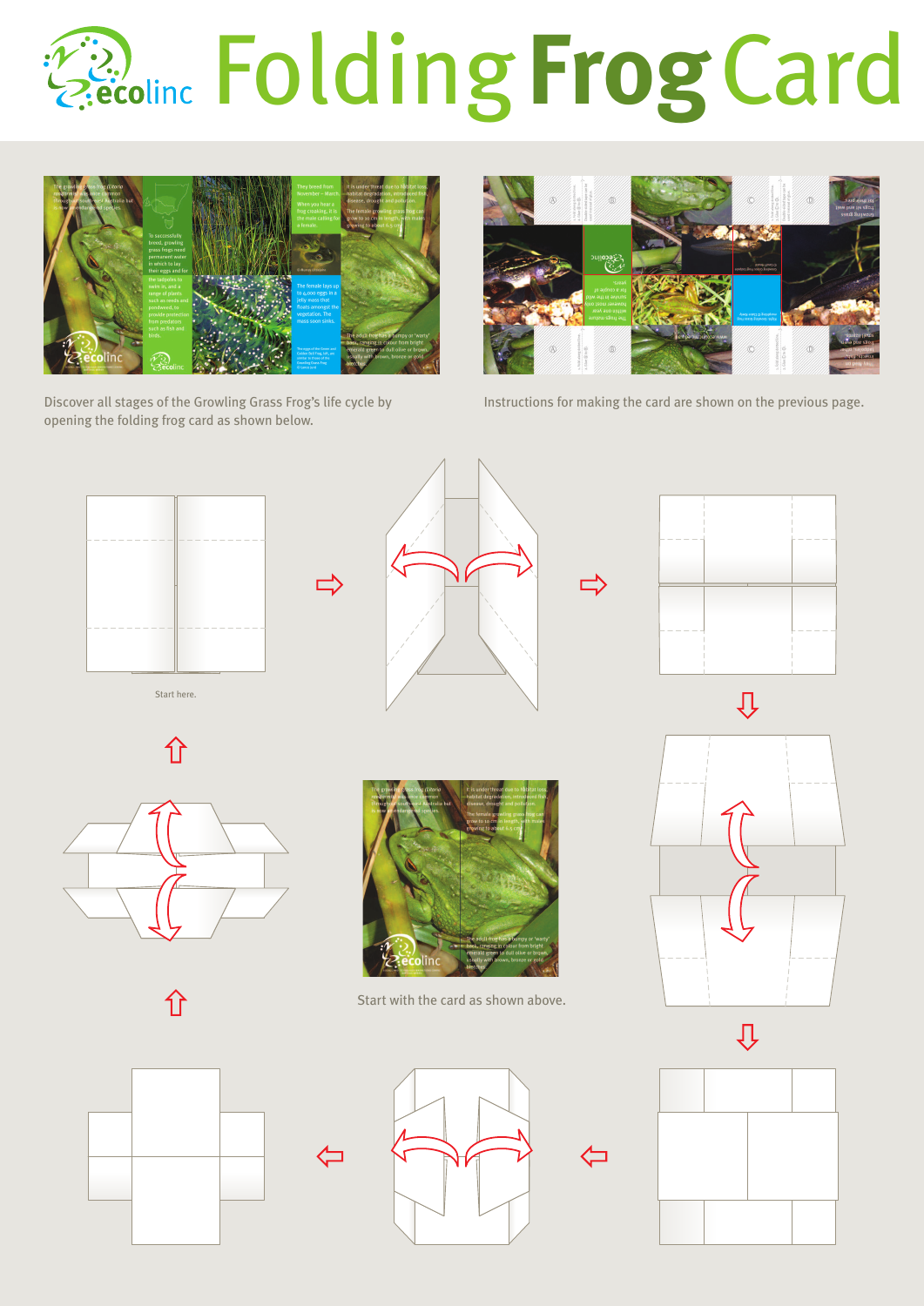# Folding Frog Card

Discover all stages of the Growling Grass Frog's life cycle by opening the folding frog card as shown below.

Instructions for making the card are shown on the previous page.

Start here.

Start with the card as shown above.